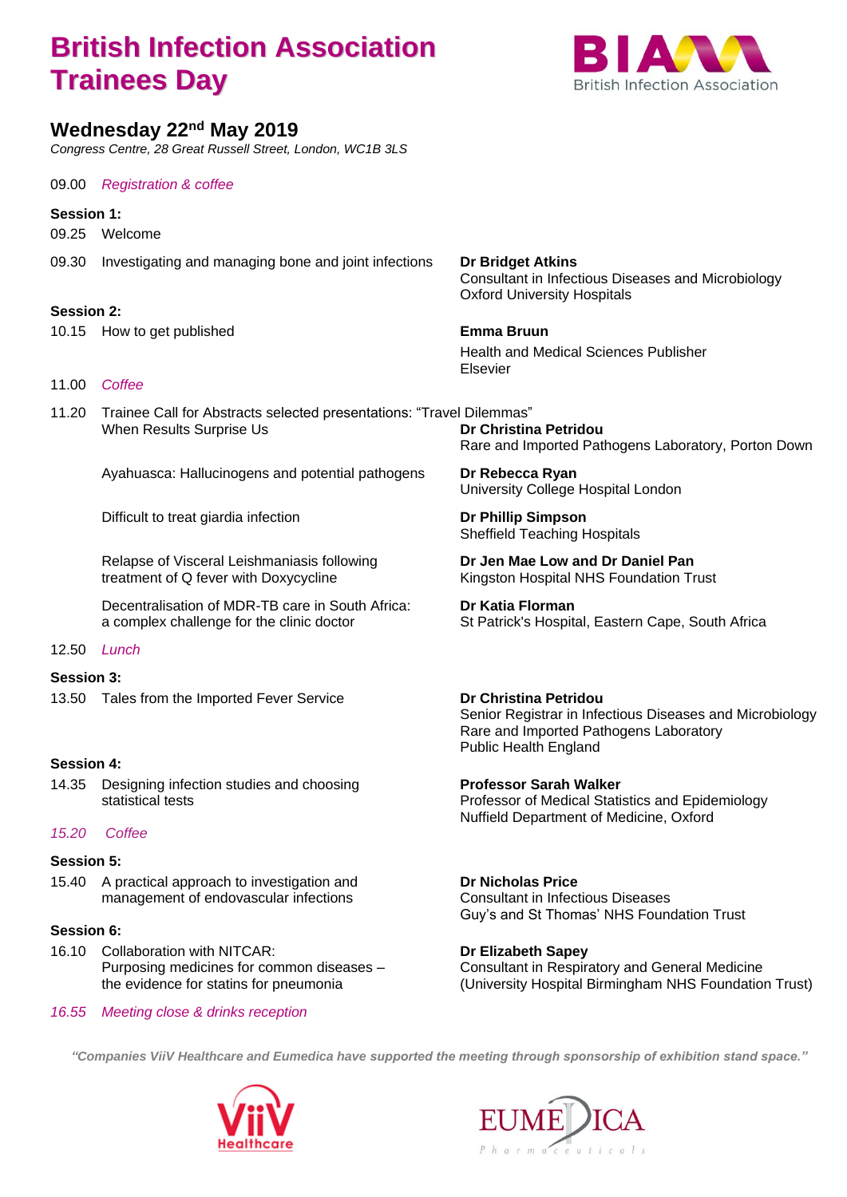# British Infection Association Trainees Day

## Wednesday 22nd May 2019

*Congress Centre, 28 Great Russell Street, London, WC1B 3LS*

09.00 *Registration & coffee*

**Session 1:**

09.25 Welcome

09.30 Investigating and managing bone and joint infections — **Dr Bridget Atkins**, Consultant in Infectious Diseases and Microbiology, Oxford University Hospitals

**Session 2:**

10.15 How to get published — **Emma Bruun**, Health and Medical Sciences Publisher, Elsevier

11.00 *Coffee*

11.20 Trainee Call for Abstracts selected presentations: "Travel Dilemmas"

- When Results Surprise Us — **Dr Christina Petridou**, Rare and Imported Pathogens Laboratory, Porton Down
- Ayahuasca: Hallucinogens and potential pathogens — **Dr Rebecca Ryan**, University College Hospital London
- Difficult to treat giardia infection — **Dr Phillip Simpson**, Sheffield Teaching Hospitals
- Relapse of Visceral Leishmaniasis following treatment of Q fever with Doxycycline — **Dr Jen Mae Low and Dr Daniel Pan**, Kingston Hospital NHS Foundation Trust
- Decentralisation of MDR-TB care in South Africa: a complex challenge for the clinic doctor — **Dr Katia Florman**, St Patrick's Hospital, Eastern Cape, South Africa

12.50 *Lunch*

**Session 3:**

13.50 Tales from the Imported Fever Service — **Dr Christina Petridou**, Senior Registrar in Infectious Diseases and Microbiology, Rare and Imported Pathogens Laboratory, Public Health England

**Session 4:**

14.35 Designing infection studies and choosing statistical tests — **Professor Sarah Walker**, Professor of Medical Statistics and Epidemiology, Nuffield Department of Medicine, Oxford

*15.20 Coffee*

**Session 5:**

15.40 A practical approach to investigation and management of endovascular infections — **Dr Nicholas Price**, Consultant in Infectious Diseases, Guy's and St Thomas' NHS Foundation Trust

**Session 6:**

16.10 Collaboration with NITCAR: Purposing medicines for common diseases – the evidence for statins for pneumonia — **Dr Elizabeth Sapey**, Consultant in Respiratory and General Medicine (University Hospital Birmingham NHS Foundation Trust)

*16.55 Meeting close & drinks reception*

***"Companies ViiV Healthcare and Eumedica have supported the meeting through sponsorship of exhibition stand space."***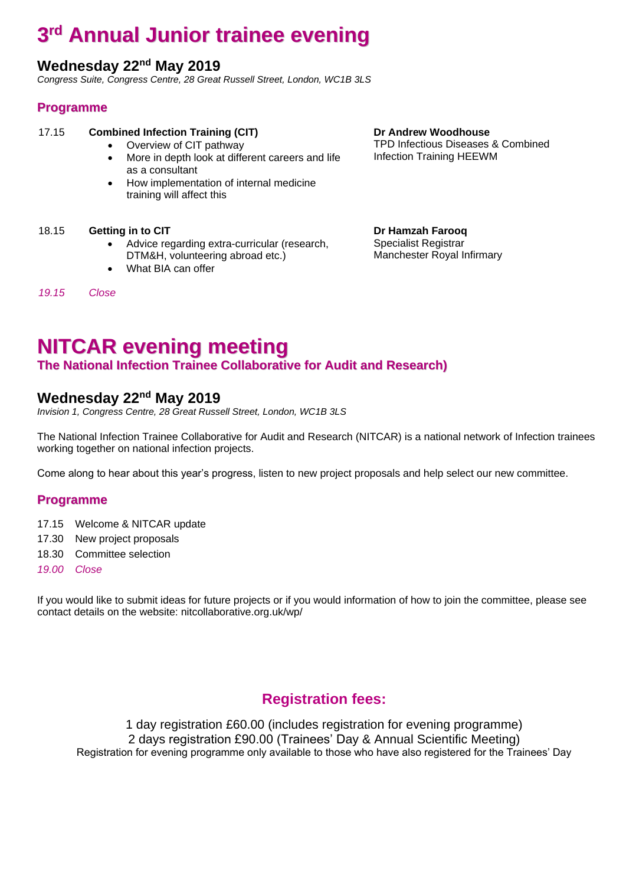# 3rd Annual Junior trainee evening

## Wednesday 22nd May 2019

*Congress Suite, Congress Centre, 28 Great Russell Street, London, WC1B 3LS*

### Programme

17.15 **Combined Infection Training (CIT)**

- Overview of CIT pathway
- More in depth look at different careers and life as a consultant
- How implementation of internal medicine training will affect this

**Dr Andrew Woodhouse**
TPD Infectious Diseases & Combined Infection Training HEEWM

18.15 **Getting in to CIT**

- Advice regarding extra-curricular (research, DTM&H, volunteering abroad etc.)
- What BIA can offer

**Dr Hamzah Farooq**
Specialist Registrar
Manchester Royal Infirmary

*19.15 Close*

# NITCAR evening meeting

**The National Infection Trainee Collaborative for Audit and Research)**

## Wednesday 22nd May 2019

*Invision 1, Congress Centre, 28 Great Russell Street, London, WC1B 3LS*

The National Infection Trainee Collaborative for Audit and Research (NITCAR) is a national network of Infection trainees working together on national infection projects.

Come along to hear about this year's progress, listen to new project proposals and help select our new committee.

### Programme

17.15 Welcome & NITCAR update
17.30 New project proposals
18.30 Committee selection
*19.00 Close*

If you would like to submit ideas for future projects or if you would information of how to join the committee, please see contact details on the website: nitcollaborative.org.uk/wp/

### Registration fees:

1 day registration £60.00 (includes registration for evening programme)
2 days registration £90.00 (Trainees' Day & Annual Scientific Meeting)
Registration for evening programme only available to those who have also registered for the Trainees' Day